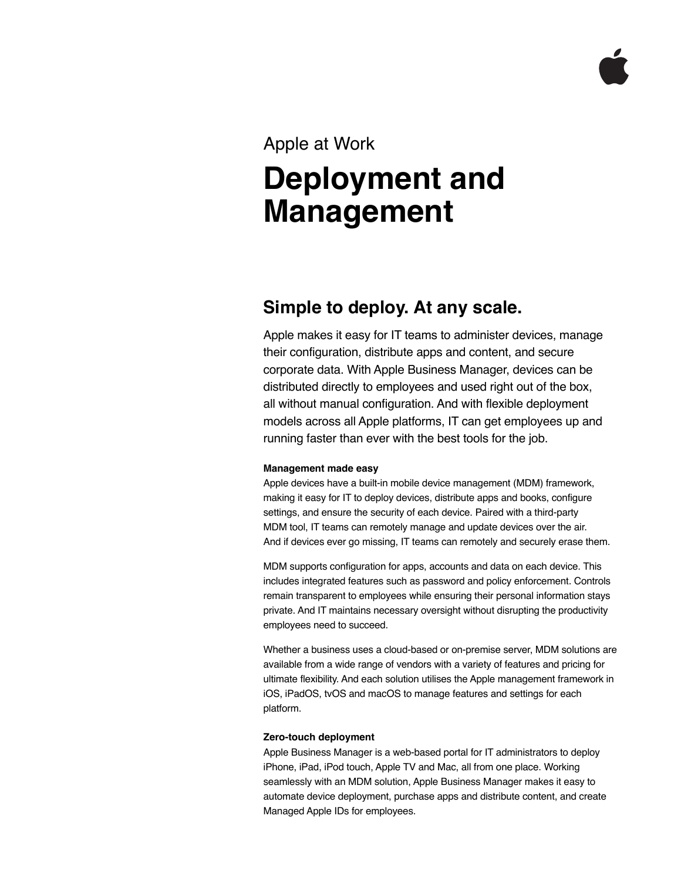Apple at Work

# Deployment and Management

## Simple to deploy. At any scale.

Apple makes it easy for IT teams to administer devices, manage their configuration, distribute apps and content, and secure corporate data. With Apple Business Manager, devices can be distributed directly to employees and used right out of the box, all without manual configuration. And with flexible deployment models across all Apple platforms, IT can get employees up and running faster than ever with the best tools for the job.

**Management made easy**

Apple devices have a built-in mobile device management (MDM) framework, making it easy for IT to deploy devices, distribute apps and books, configure settings, and ensure the security of each device. Paired with a third-party MDM tool, IT teams can remotely manage and update devices over the air. And if devices ever go missing, IT teams can remotely and securely erase them.

MDM supports configuration for apps, accounts and data on each device. This includes integrated features such as password and policy enforcement. Controls remain transparent to employees while ensuring their personal information stays private. And IT maintains necessary oversight without disrupting the productivity employees need to succeed.

Whether a business uses a cloud-based or on-premise server, MDM solutions are available from a wide range of vendors with a variety of features and pricing for ultimate flexibility. And each solution utilises the Apple management framework in iOS, iPadOS, tvOS and macOS to manage features and settings for each platform.

**Zero-touch deployment**

Apple Business Manager is a web-based portal for IT administrators to deploy iPhone, iPad, iPod touch, Apple TV and Mac, all from one place. Working seamlessly with an MDM solution, Apple Business Manager makes it easy to automate device deployment, purchase apps and distribute content, and create Managed Apple IDs for employees.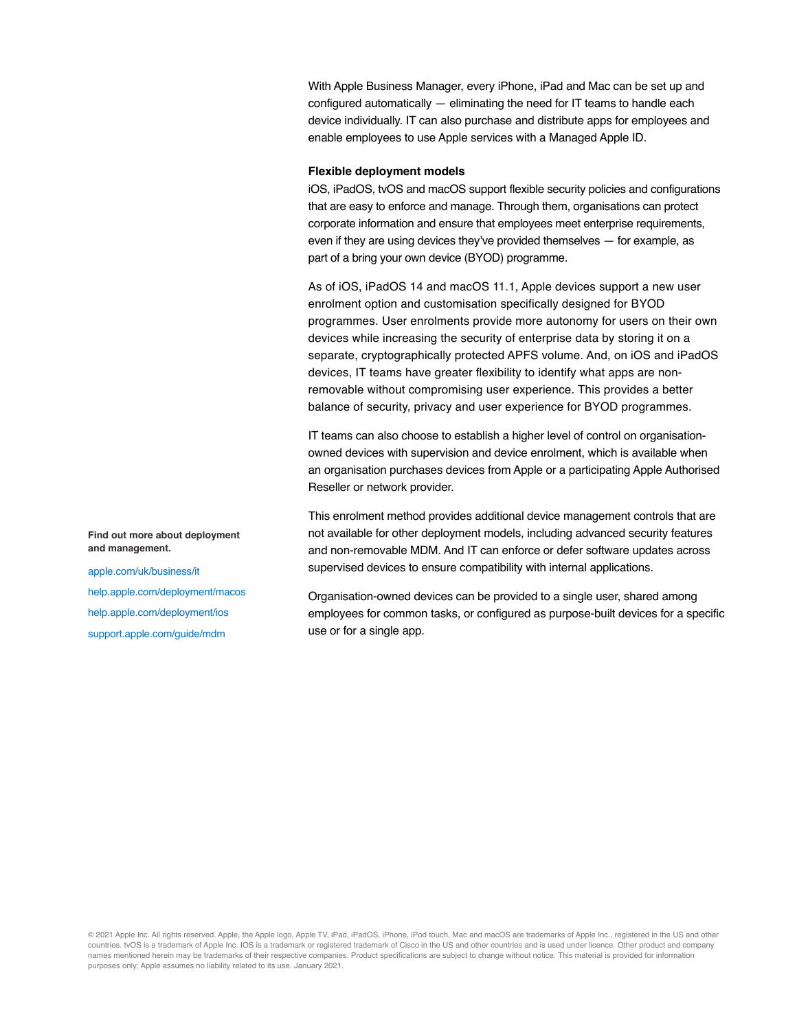With Apple Business Manager, every iPhone, iPad and Mac can be set up and configured automatically — eliminating the need for IT teams to handle each device individually. IT can also purchase and distribute apps for employees and enable employees to use Apple services with a Managed Apple ID.

**Flexible deployment models**

iOS, iPadOS, tvOS and macOS support flexible security policies and configurations that are easy to enforce and manage. Through them, organisations can protect corporate information and ensure that employees meet enterprise requirements, even if they are using devices they've provided themselves — for example, as part of a bring your own device (BYOD) programme.

As of iOS, iPadOS 14 and macOS 11.1, Apple devices support a new user enrolment option and customisation specifically designed for BYOD programmes. User enrolments provide more autonomy for users on their own devices while increasing the security of enterprise data by storing it on a separate, cryptographically protected APFS volume. And, on iOS and iPadOS devices, IT teams have greater flexibility to identify what apps are non-removable without compromising user experience. This provides a better balance of security, privacy and user experience for BYOD programmes.

IT teams can also choose to establish a higher level of control on organisation-owned devices with supervision and device enrolment, which is available when an organisation purchases devices from Apple or a participating Apple Authorised Reseller or network provider.

This enrolment method provides additional device management controls that are not available for other deployment models, including advanced security features and non-removable MDM. And IT can enforce or defer software updates across supervised devices to ensure compatibility with internal applications.

Organisation-owned devices can be provided to a single user, shared among employees for common tasks, or configured as purpose-built devices for a specific use or for a single app.

**Find out more about deployment and management.**

apple.com/uk/business/it

help.apple.com/deployment/macos

help.apple.com/deployment/ios

support.apple.com/guide/mdm

© 2021 Apple Inc. All rights reserved. Apple, the Apple logo, Apple TV, iPad, iPadOS, iPhone, iPod touch, Mac and macOS are trademarks of Apple Inc., registered in the US and other countries. tvOS is a trademark of Apple Inc. IOS is a trademark or registered trademark of Cisco in the US and other countries and is used under licence. Other product and company names mentioned herein may be trademarks of their respective companies. Product specifications are subject to change without notice. This material is provided for information purposes only; Apple assumes no liability related to its use. January 2021.